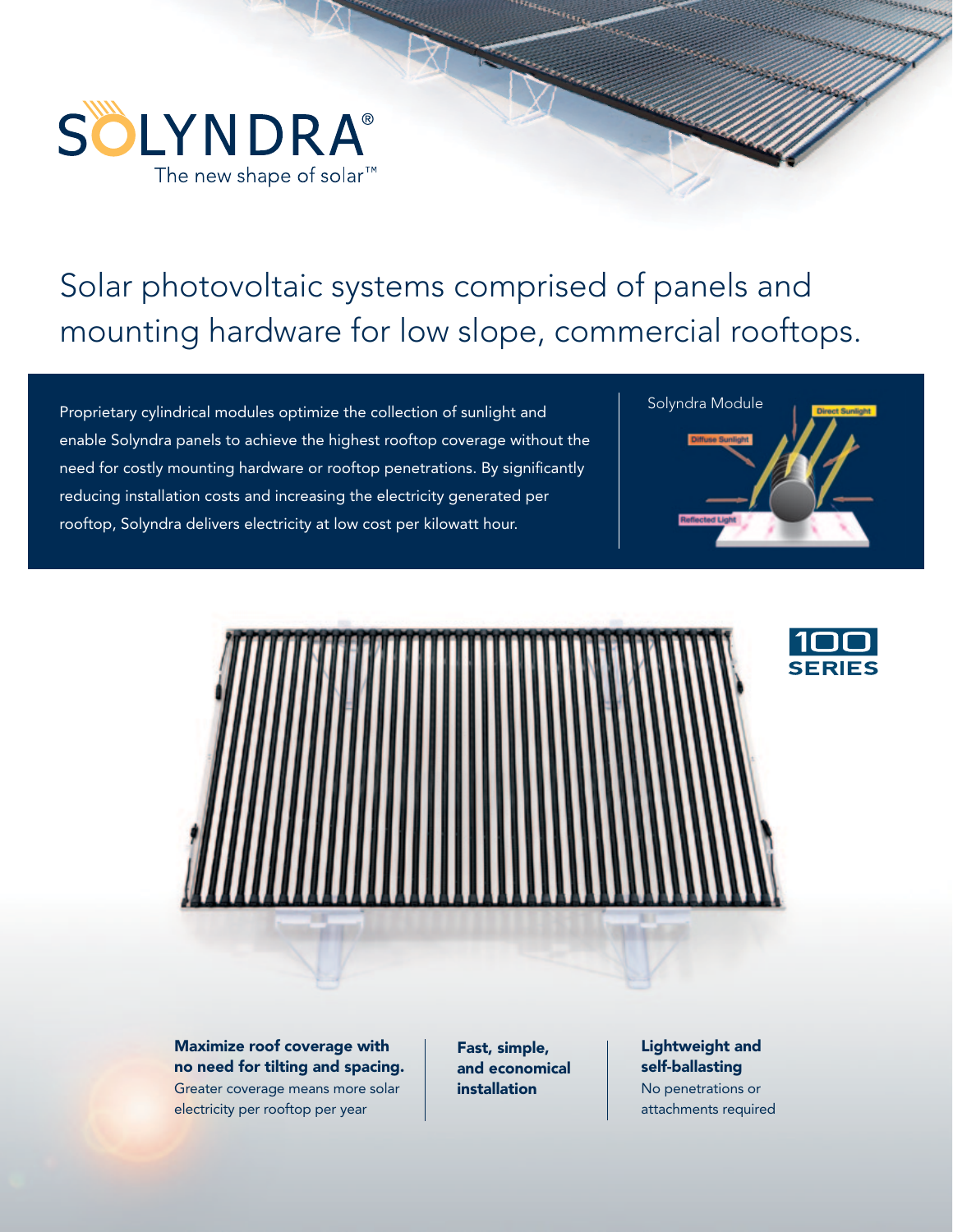SOLYNDRA®

The new shape of solar™

# Solar photovoltaic systems comprised of panels and mounting hardware for low slope, commercial rooftops.

Proprietary cylindrical modules optimize the collection of sunlight and enable Solyndra panels to achieve the highest rooftop coverage without the need for costly mounting hardware or rooftop penetrations. By significantly reducing installation costs and increasing the electricity generated per rooftop, Solyndra delivers electricity at low cost per kilowatt hour.

Solyndra Module

Direct Sunlight

Diffuse Sunlight

Reflected Light

100 SERIES

**Maximize roof coverage with no need for tilting and spacing.**
Greater coverage means more solar electricity per rooftop per year

**Fast, simple, and economical installation**

**Lightweight and self-ballasting**
No penetrations or attachments required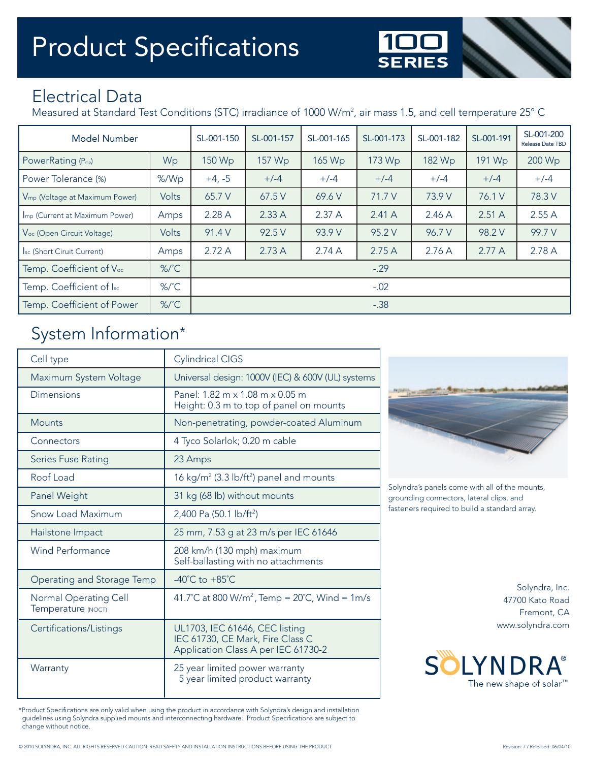# Product Specifications

100 SERIES

## Electrical Data

Measured at Standard Test Conditions (STC) irradiance of 1000 W/m², air mass 1.5, and cell temperature 25° C

| Model Number | | SL-001-150 | SL-001-157 | SL-001-165 | SL-001-173 | SL-001-182 | SL-001-191 | SL-001-200 Release Date TBD |
|---|---|---|---|---|---|---|---|---|
| PowerRating ($P_{mp}$) | Wp | 150 Wp | 157 Wp | 165 Wp | 173 Wp | 182 Wp | 191 Wp | 200 Wp |
| Power Tolerance (%) | %/Wp | +4, -5 | +/-4 | +/-4 | +/-4 | +/-4 | +/-4 | +/-4 |
| $V_{mp}$ (Voltage at Maximum Power) | Volts | 65.7 V | 67.5 V | 69.6 V | 71.7 V | 73.9 V | 76.1 V | 78.3 V |
| $I_{mp}$ (Current at Maximum Power) | Amps | 2.28 A | 2.33 A | 2.37 A | 2.41 A | 2.46 A | 2.51 A | 2.55 A |
| $V_{oc}$ (Open Circuit Voltage) | Volts | 91.4 V | 92.5 V | 93.9 V | 95.2 V | 96.7 V | 98.2 V | 99.7 V |
| $I_{sc}$ (Short Ciruit Current) | Amps | 2.72 A | 2.73 A | 2.74 A | 2.75 A | 2.76 A | 2.77 A | 2.78 A |
| Temp. Coefficient of $V_{oc}$ | %/˚C | -.29 | | | | | | |
| Temp. Coefficient of $I_{sc}$ | %/˚C | -.02 | | | | | | |
| Temp. Coefficient of Power | %/˚C | -.38 | | | | | | |

## System Information*

| | |
|---|---|
| Cell type | Cylindrical CIGS |
| Maximum System Voltage | Universal design: 1000V (IEC) & 600V (UL) systems |
| Dimensions | Panel: 1.82 m x 1.08 m x 0.05 m<br>Height: 0.3 m to top of panel on mounts |
| Mounts | Non-penetrating, powder-coated Aluminum |
| Connectors | 4 Tyco Solarlok; 0.20 m cable |
| Series Fuse Rating | 23 Amps |
| Roof Load | 16 kg/m² (3.3 lb/ft²) panel and mounts |
| Panel Weight | 31 kg (68 lb) without mounts |
| Snow Load Maximum | 2,400 Pa (50.1 lb/ft²) |
| Hailstone Impact | 25 mm, 7.53 g at 23 m/s per IEC 61646 |
| Wind Performance | 208 km/h (130 mph) maximum<br>Self-ballasting with no attachments |
| Operating and Storage Temp | -40˚C to +85˚C |
| Normal Operating Cell Temperature (NOCT) | 41.7˚C at 800 W/m², Temp = 20˚C, Wind = 1m/s |
| Certifications/Listings | UL1703, IEC 61646, CEC listing<br>IEC 61730, CE Mark, Fire Class C<br>Application Class A per IEC 61730-2 |
| Warranty | 25 year limited power warranty<br>5 year limited product warranty |

Solyndra's panels come with all of the mounts, grounding connectors, lateral clips, and fasteners required to build a standard array.

Solyndra, Inc.
47700 Kato Road
Fremont, CA
www.solyndra.com

SOLYNDRA®
The new shape of solar™

*Product Specifications are only valid when using the product in accordance with Solyndra's design and installation guidelines using Solyndra supplied mounts and interconnecting hardware. Product Specifications are subject to change without notice.

© 2010 SOLYNDRA, INC. ALL RIGHTS RESERVED CAUTION: READ SAFETY AND INSTALLATION INSTRUCTIONS BEFORE USING THE PRODUCT.

Revision: 7 / Released: 06/04/10